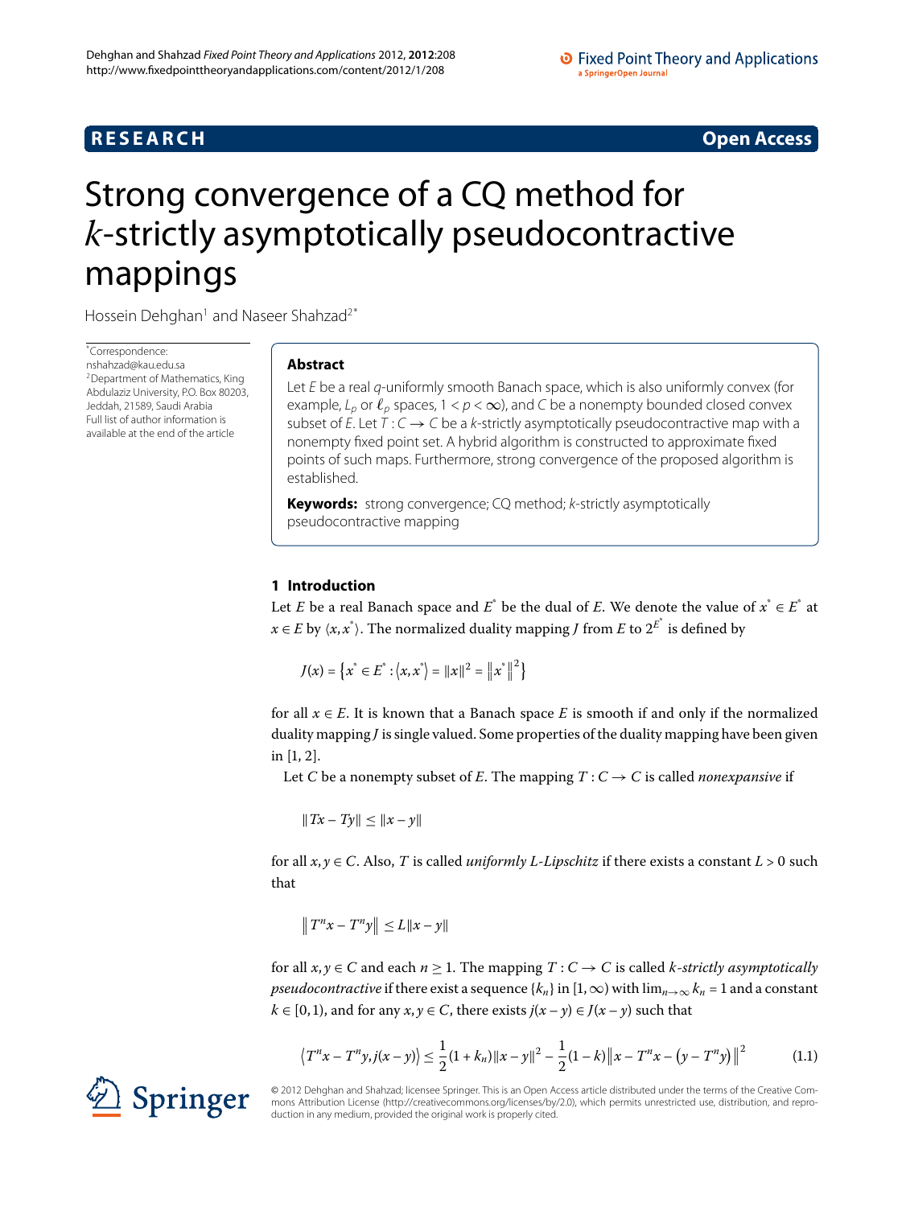RESEARCH Open Access

# Strong convergence of a CQ method for $k$-strictly asymptotically pseudocontractive mappings

Hossein Dehghan[1] and Naseer Shahzad[2*]

*Correspondence: nshahzad@kau.edu.sa
[2]Department of Mathematics, King Abdulaziz University, P.O. Box 80203, Jeddah, 21589, Saudi Arabia
Full list of author information is available at the end of the article

## Abstract

Let $E$ be a real $q$-uniformly smooth Banach space, which is also uniformly convex (for example, $L_p$ or $\ell_p$ spaces, $1 < p < \infty$), and $C$ be a nonempty bounded closed convex subset of $E$. Let $T : C \to C$ be a $k$-strictly asymptotically pseudocontractive map with a nonempty fixed point set. A hybrid algorithm is constructed to approximate fixed points of such maps. Furthermore, strong convergence of the proposed algorithm is established.

**Keywords:** strong convergence; CQ method; $k$-strictly asymptotically pseudocontractive mapping

## 1 Introduction

Let $E$ be a real Banach space and $E^*$ be the dual of $E$. We denote the value of $x^* \in E^*$ at $x \in E$ by $\langle x, x^* \rangle$. The normalized duality mapping $J$ from $E$ to $2^{E^*}$ is defined by

$$J(x) = \{x^* \in E^* : \langle x, x^* \rangle = \|x\|^2 = \|x^*\|^2\}$$

for all $x \in E$. It is known that a Banach space $E$ is smooth if and only if the normalized duality mapping $J$ is single valued. Some properties of the duality mapping have been given in [1, 2].

Let $C$ be a nonempty subset of $E$. The mapping $T : C \to C$ is called *nonexpansive* if

$$\|Tx - Ty\| \leq \|x - y\|$$

for all $x, y \in C$. Also, $T$ is called *uniformly $L$-Lipschitz* if there exists a constant $L > 0$ such that

$$\|T^n x - T^n y\| \leq L\|x - y\|$$

for all $x, y \in C$ and each $n \geq 1$. The mapping $T : C \to C$ is called *$k$-strictly asymptotically pseudocontractive* if there exist a sequence $\{k_n\}$ in $[1, \infty)$ with $\lim_{n\to\infty} k_n = 1$ and a constant $k \in [0, 1)$, and for any $x, y \in C$, there exists $j(x - y) \in J(x - y)$ such that

$$\langle T^n x - T^n y, j(x - y) \rangle \leq \frac{1}{2}(1 + k_n)\|x - y\|^2 - \frac{1}{2}(1 - k)\|x - T^n x - (y - T^n y)\|^2 \tag{1.1}$$

© 2012 Dehghan and Shahzad; licensee Springer. This is an Open Access article distributed under the terms of the Creative Commons Attribution License (http://creativecommons.org/licenses/by/2.0), which permits unrestricted use, distribution, and reproduction in any medium, provided the original work is properly cited.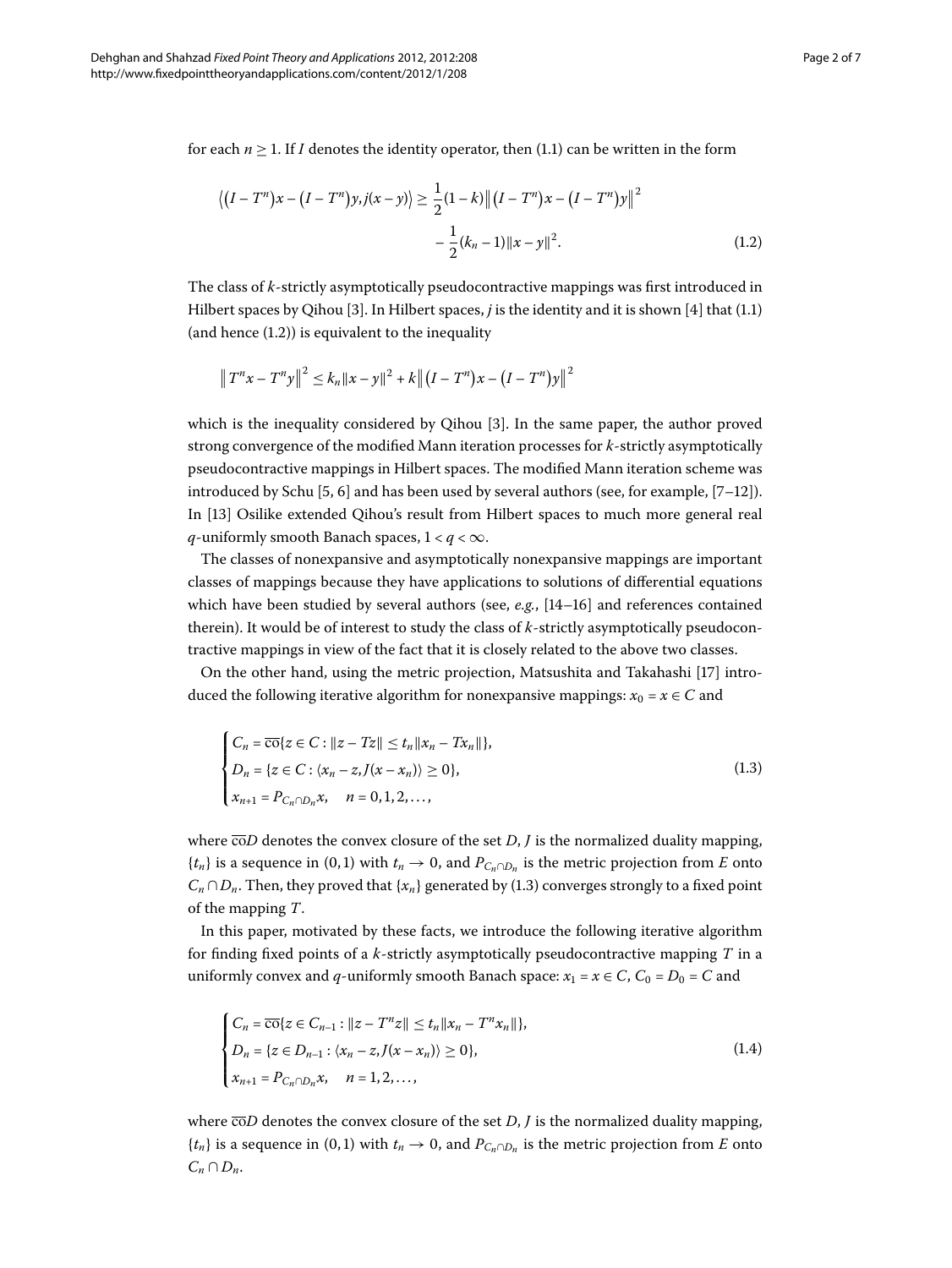for each $n \geq 1$. If $I$ denotes the identity operator, then (1.1) can be written in the form

$$\langle (I - T^n)x - (I - T^n)y, j(x - y)\rangle \geq \frac{1}{2}(1 - k)\left\|(I - T^n)x - (I - T^n)y\right\|^2 - \frac{1}{2}(k_n - 1)\|x - y\|^2. \tag{1.2}$$

The class of $k$-strictly asymptotically pseudocontractive mappings was first introduced in Hilbert spaces by Qihou [3]. In Hilbert spaces, $j$ is the identity and it is shown [4] that (1.1) (and hence (1.2)) is equivalent to the inequality

$$\left\|T^n x - T^n y\right\|^2 \leq k_n\|x - y\|^2 + k\left\|(I - T^n)x - (I - T^n)y\right\|^2$$

which is the inequality considered by Qihou [3]. In the same paper, the author proved strong convergence of the modified Mann iteration processes for $k$-strictly asymptotically pseudocontractive mappings in Hilbert spaces. The modified Mann iteration scheme was introduced by Schu [5, 6] and has been used by several authors (see, for example, [7–12]). In [13] Osilike extended Qihou's result from Hilbert spaces to much more general real $q$-uniformly smooth Banach spaces, $1 < q < \infty$.

The classes of nonexpansive and asymptotically nonexpansive mappings are important classes of mappings because they have applications to solutions of differential equations which have been studied by several authors (see, *e.g.*, [14–16] and references contained therein). It would be of interest to study the class of $k$-strictly asymptotically pseudocontractive mappings in view of the fact that it is closely related to the above two classes.

On the other hand, using the metric projection, Matsushita and Takahashi [17] introduced the following iterative algorithm for nonexpansive mappings: $x_0 = x \in C$ and

$$\begin{cases} C_n = \overline{\text{co}}\{z \in C : \|z - Tz\| \leq t_n\|x_n - Tx_n\|\}, \\ D_n = \{z \in C : \langle x_n - z, J(x - x_n)\rangle \geq 0\}, \\ x_{n+1} = P_{C_n \cap D_n}x, \quad n = 0, 1, 2, \ldots, \end{cases} \tag{1.3}$$

where $\overline{\text{co}}D$ denotes the convex closure of the set $D$, $J$ is the normalized duality mapping, $\{t_n\}$ is a sequence in $(0, 1)$ with $t_n \to 0$, and $P_{C_n \cap D_n}$ is the metric projection from $E$ onto $C_n \cap D_n$. Then, they proved that $\{x_n\}$ generated by (1.3) converges strongly to a fixed point of the mapping $T$.

In this paper, motivated by these facts, we introduce the following iterative algorithm for finding fixed points of a $k$-strictly asymptotically pseudocontractive mapping $T$ in a uniformly convex and $q$-uniformly smooth Banach space: $x_1 = x \in C$, $C_0 = D_0 = C$ and

$$\begin{cases} C_n = \overline{\text{co}}\{z \in C_{n-1} : \|z - T^n z\| \leq t_n\|x_n - T^n x_n\|\}, \\ D_n = \{z \in D_{n-1} : \langle x_n - z, J(x - x_n)\rangle \geq 0\}, \\ x_{n+1} = P_{C_n \cap D_n}x, \quad n = 1, 2, \ldots, \end{cases} \tag{1.4}$$

where $\overline{\text{co}}D$ denotes the convex closure of the set $D$, $J$ is the normalized duality mapping, $\{t_n\}$ is a sequence in $(0, 1)$ with $t_n \to 0$, and $P_{C_n \cap D_n}$ is the metric projection from $E$ onto $C_n \cap D_n$.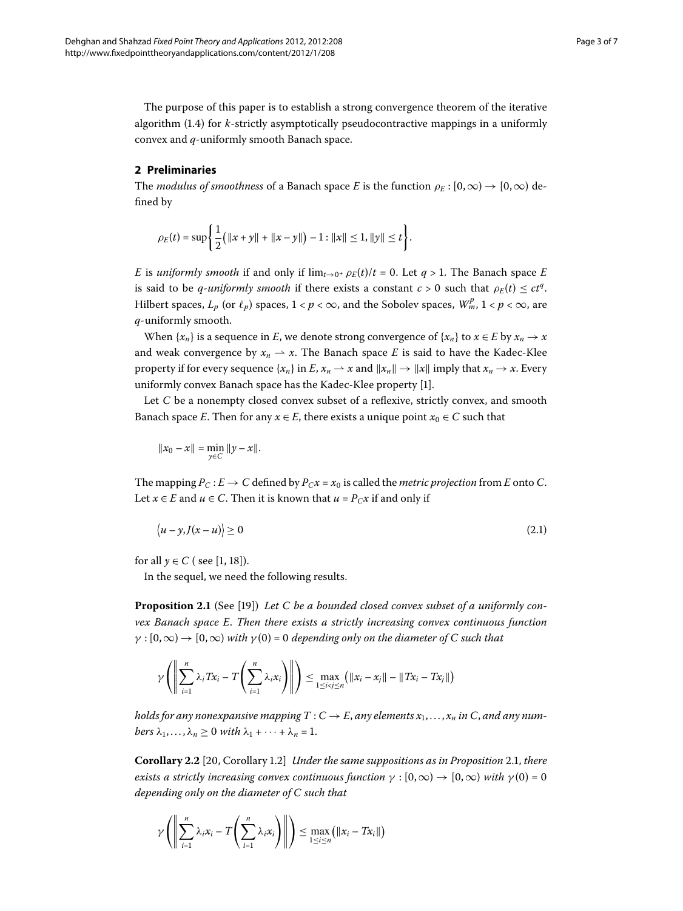The purpose of this paper is to establish a strong convergence theorem of the iterative algorithm (1.4) for $k$-strictly asymptotically pseudocontractive mappings in a uniformly convex and $q$-uniformly smooth Banach space.

## 2 Preliminaries

The *modulus of smoothness* of a Banach space $E$ is the function $\rho_E : [0, \infty) \to [0, \infty)$ defined by

$$\rho_E(t) = \sup\left\{\frac{1}{2}\big(\|x + y\| + \|x - y\|\big) - 1 : \|x\| \le 1, \|y\| \le t\right\}.$$

$E$ is *uniformly smooth* if and only if $\lim_{t\to 0^+} \rho_E(t)/t = 0$. Let $q > 1$. The Banach space $E$ is said to be *q-uniformly smooth* if there exists a constant $c > 0$ such that $\rho_E(t) \le ct^q$. Hilbert spaces, $L_p$ (or $\ell_p$) spaces, $1 < p < \infty$, and the Sobolev spaces, $W_m^p$, $1 < p < \infty$, are $q$-uniformly smooth.

When $\{x_n\}$ is a sequence in $E$, we denote strong convergence of $\{x_n\}$ to $x \in E$ by $x_n \to x$ and weak convergence by $x_n \rightharpoonup x$. The Banach space $E$ is said to have the Kadec-Klee property if for every sequence $\{x_n\}$ in $E$, $x_n \rightharpoonup x$ and $\|x_n\| \to \|x\|$ imply that $x_n \to x$. Every uniformly convex Banach space has the Kadec-Klee property [1].

Let $C$ be a nonempty closed convex subset of a reflexive, strictly convex, and smooth Banach space $E$. Then for any $x \in E$, there exists a unique point $x_0 \in C$ such that

$$\|x_0 - x\| = \min_{y\in C} \|y - x\|.$$

The mapping $P_C : E \to C$ defined by $P_C x = x_0$ is called the *metric projection* from $E$ onto $C$. Let $x \in E$ and $u \in C$. Then it is known that $u = P_C x$ if and only if

$$\langle u - y, J(x - u)\rangle \ge 0 \tag{2.1}$$

for all $y \in C$ ( see [1, 18]).

In the sequel, we need the following results.

**Proposition 2.1** (See [19]) *Let $C$ be a bounded closed convex subset of a uniformly convex Banach space $E$. Then there exists a strictly increasing convex continuous function $\gamma : [0, \infty) \to [0, \infty)$ with $\gamma(0) = 0$ depending only on the diameter of $C$ such that*

$$\gamma\left(\left\|\sum_{i=1}^{n} \lambda_i T x_i - T\left(\sum_{i=1}^{n} \lambda_i x_i\right)\right\|\right) \le \max_{1\le i<j\le n}\big(\|x_i - x_j\| - \|Tx_i - Tx_j\|\big)$$

*holds for any nonexpansive mapping $T : C \to E$, any elements $x_1, \ldots, x_n$ in $C$, and any numbers $\lambda_1, \ldots, \lambda_n \ge 0$ with $\lambda_1 + \cdots + \lambda_n = 1$.*

**Corollary 2.2** [20, Corollary 1.2] *Under the same suppositions as in Proposition 2.1, there exists a strictly increasing convex continuous function $\gamma : [0, \infty) \to [0, \infty)$ with $\gamma(0) = 0$ depending only on the diameter of $C$ such that*

$$\gamma\left(\left\|\sum_{i=1}^{n} \lambda_i x_i - T\left(\sum_{i=1}^{n} \lambda_i x_i\right)\right\|\right) \le \max_{1\le i\le n}\big(\|x_i - Tx_i\|\big)$$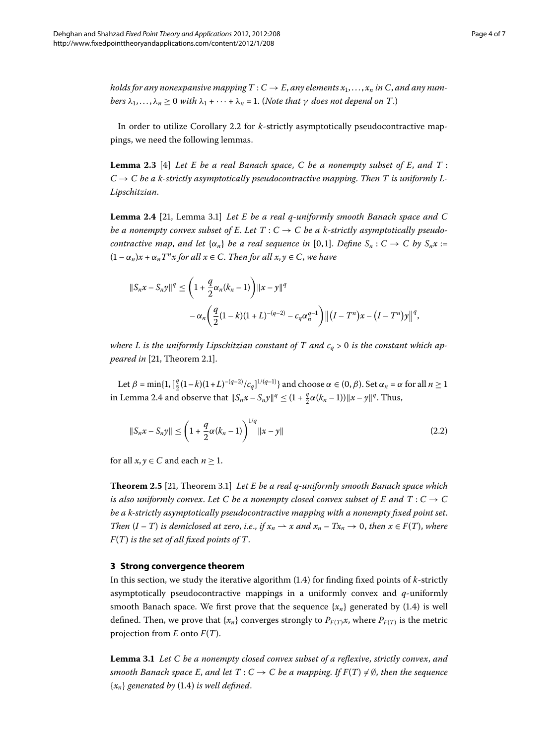*holds for any nonexpansive mapping $T : C \to E$, any elements $x_1, \dots, x_n$ in $C$, and any numbers $\lambda_1, \dots, \lambda_n \geq 0$ with $\lambda_1 + \cdots + \lambda_n = 1$. (Note that $\gamma$ does not depend on $T$.)*

In order to utilize Corollary 2.2 for $k$-strictly asymptotically pseudocontractive mappings, we need the following lemmas.

**Lemma 2.3** [4] *Let $E$ be a real Banach space, $C$ be a nonempty subset of $E$, and $T : C \to C$ be a $k$-strictly asymptotically pseudocontractive mapping. Then $T$ is uniformly $L$-Lipschitzian.*

**Lemma 2.4** [21, Lemma 3.1] *Let $E$ be a real $q$-uniformly smooth Banach space and $C$ be a nonempty convex subset of $E$. Let $T : C \to C$ be a $k$-strictly asymptotically pseudocontractive map, and let $\{\alpha_n\}$ be a real sequence in $[0,1]$. Define $S_n : C \to C$ by $S_n x := (1-\alpha_n)x + \alpha_n T^n x$ for all $x \in C$. Then for all $x, y \in C$, we have*

$$\|S_n x - S_n y\|^q \leq \left(1 + \frac{q}{2}\alpha_n(k_n - 1)\right)\|x - y\|^q - \alpha_n\left(\frac{q}{2}(1-k)(1+L)^{-(q-2)} - c_q\alpha_n^{q-1}\right)\left\|\left(I - T^n\right)x - \left(I - T^n\right)y\right\|^q,$$

*where $L$ is the uniformly Lipschitzian constant of $T$ and $c_q > 0$ is the constant which appeared in* [21, Theorem 2.1].

Let $\beta = \min\{1, [\frac{q}{2}(1-k)(1+L)^{-(q-2)}/c_q]^{1/(q-1)}\}$ and choose $\alpha \in (0, \beta)$. Set $\alpha_n = \alpha$ for all $n \geq 1$ in Lemma 2.4 and observe that $\|S_n x - S_n y\|^q \leq (1 + \frac{q}{2}\alpha(k_n - 1))\|x - y\|^q$. Thus,

$$\|S_n x - S_n y\| \leq \left(1 + \frac{q}{2}\alpha(k_n - 1)\right)^{1/q}\|x - y\| \tag{2.2}$$

for all $x, y \in C$ and each $n \geq 1$.

**Theorem 2.5** [21, Theorem 3.1] *Let $E$ be a real $q$-uniformly smooth Banach space which is also uniformly convex. Let $C$ be a nonempty closed convex subset of $E$ and $T : C \to C$ be a $k$-strictly asymptotically pseudocontractive mapping with a nonempty fixed point set. Then $(I - T)$ is demiclosed at zero, i.e., if $x_n \rightharpoonup x$ and $x_n - Tx_n \to 0$, then $x \in F(T)$, where $F(T)$ is the set of all fixed points of $T$.*

## 3 Strong convergence theorem

In this section, we study the iterative algorithm (1.4) for finding fixed points of $k$-strictly asymptotically pseudocontractive mappings in a uniformly convex and $q$-uniformly smooth Banach space. We first prove that the sequence $\{x_n\}$ generated by (1.4) is well defined. Then, we prove that $\{x_n\}$ converges strongly to $P_{F(T)}x$, where $P_{F(T)}$ is the metric projection from $E$ onto $F(T)$.

**Lemma 3.1** *Let $C$ be a nonempty closed convex subset of a reflexive, strictly convex, and smooth Banach space $E$, and let $T : C \to C$ be a mapping. If $F(T) \neq \emptyset$, then the sequence $\{x_n\}$ generated by* (1.4) *is well defined.*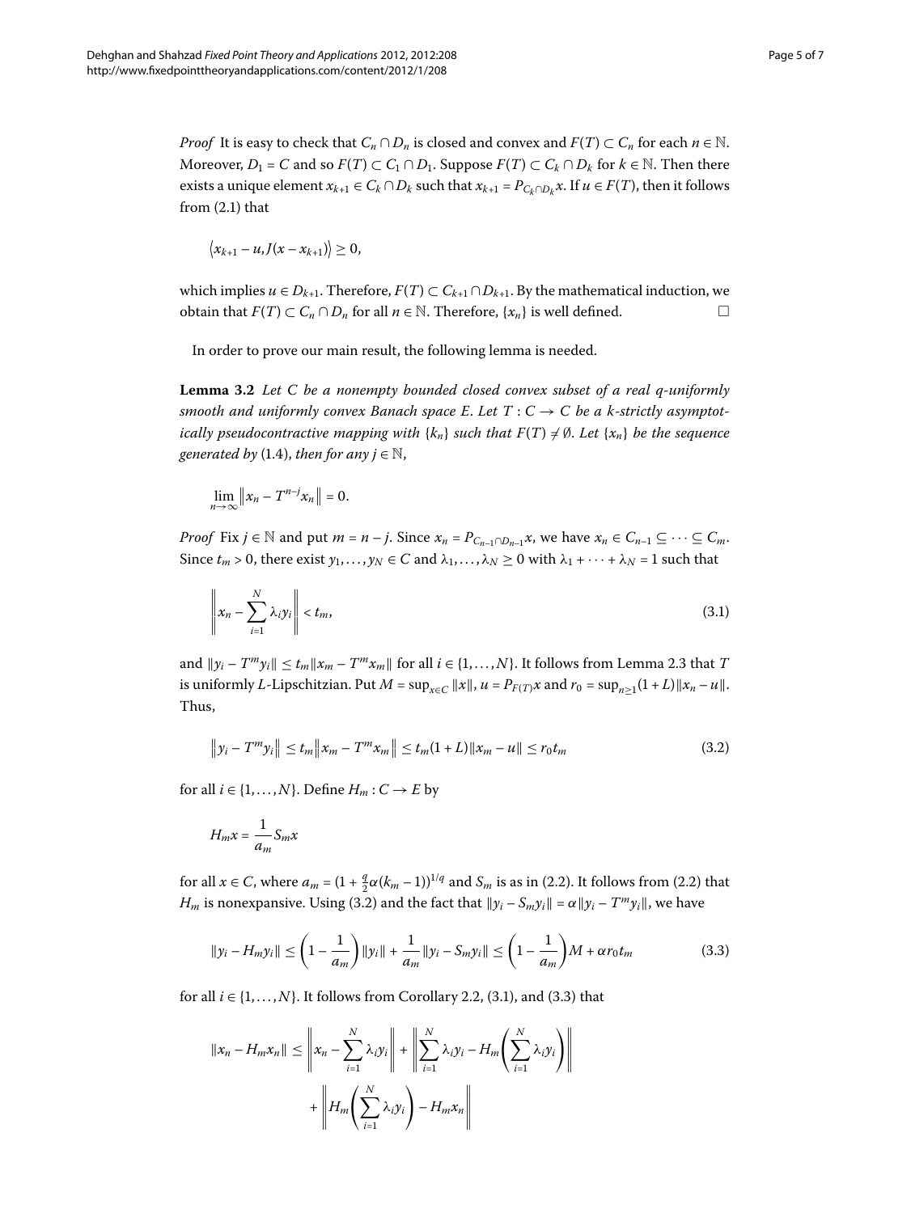*Proof* It is easy to check that $C_n \cap D_n$ is closed and convex and $F(T) \subset C_n$ for each $n \in \mathbb{N}$. Moreover, $D_1 = C$ and so $F(T) \subset C_1 \cap D_1$. Suppose $F(T) \subset C_k \cap D_k$ for $k \in \mathbb{N}$. Then there exists a unique element $x_{k+1} \in C_k \cap D_k$ such that $x_{k+1} = P_{C_k \cap D_k} x$. If $u \in F(T)$, then it follows from (2.1) that

$$\langle x_{k+1} - u, J(x - x_{k+1}) \rangle \geq 0,$$

which implies $u \in D_{k+1}$. Therefore, $F(T) \subset C_{k+1} \cap D_{k+1}$. By the mathematical induction, we obtain that $F(T) \subset C_n \cap D_n$ for all $n \in \mathbb{N}$. Therefore, $\{x_n\}$ is well defined. □

In order to prove our main result, the following lemma is needed.

**Lemma 3.2** *Let $C$ be a nonempty bounded closed convex subset of a real $q$-uniformly smooth and uniformly convex Banach space $E$. Let $T : C \to C$ be a $k$-strictly asymptotically pseudocontractive mapping with $\{k_n\}$ such that $F(T) \neq \emptyset$. Let $\{x_n\}$ be the sequence generated by* (1.4), *then for any $j \in \mathbb{N}$,*

$$\lim_{n\to\infty} \| x_n - T^{n-j} x_n \| = 0.$$

*Proof* Fix $j \in \mathbb{N}$ and put $m = n - j$. Since $x_n = P_{C_{n-1} \cap D_{n-1}} x$, we have $x_n \in C_{n-1} \subseteq \cdots \subseteq C_m$. Since $t_m > 0$, there exist $y_1, \ldots, y_N \in C$ and $\lambda_1, \ldots, \lambda_N \geq 0$ with $\lambda_1 + \cdots + \lambda_N = 1$ such that

$$\left\| x_n - \sum_{i=1}^{N} \lambda_i y_i \right\| < t_m, \tag{3.1}$$

and $\|y_i - T^m y_i\| \leq t_m \|x_m - T^m x_m\|$ for all $i \in \{1, \ldots, N\}$. It follows from Lemma 2.3 that $T$ is uniformly $L$-Lipschitzian. Put $M = \sup_{x \in C} \|x\|$, $u = P_{F(T)} x$ and $r_0 = \sup_{n \geq 1} (1 + L) \|x_n - u\|$. Thus,

$$\| y_i - T^m y_i \| \leq t_m \| x_m - T^m x_m \| \leq t_m (1 + L) \|x_m - u\| \leq r_0 t_m \tag{3.2}$$

for all $i \in \{1, \ldots, N\}$. Define $H_m : C \to E$ by

$$H_m x = \frac{1}{a_m} S_m x$$

for all $x \in C$, where $a_m = (1 + \frac{q}{2} \alpha (k_m - 1))^{1/q}$ and $S_m$ is as in (2.2). It follows from (2.2) that $H_m$ is nonexpansive. Using (3.2) and the fact that $\|y_i - S_m y_i\| = \alpha \|y_i - T^m y_i\|$, we have

$$\|y_i - H_m y_i\| \leq \left(1 - \frac{1}{a_m}\right) \|y_i\| + \frac{1}{a_m} \|y_i - S_m y_i\| \leq \left(1 - \frac{1}{a_m}\right) M + \alpha r_0 t_m \tag{3.3}$$

for all $i \in \{1, \ldots, N\}$. It follows from Corollary 2.2, (3.1), and (3.3) that

$$\begin{aligned} \|x_n - H_m x_n\| \leq{} & \left\| x_n - \sum_{i=1}^{N} \lambda_i y_i \right\| + \left\| \sum_{i=1}^{N} \lambda_i y_i - H_m \left( \sum_{i=1}^{N} \lambda_i y_i \right) \right\| \\ & + \left\| H_m \left( \sum_{i=1}^{N} \lambda_i y_i \right) - H_m x_n \right\| \end{aligned}$$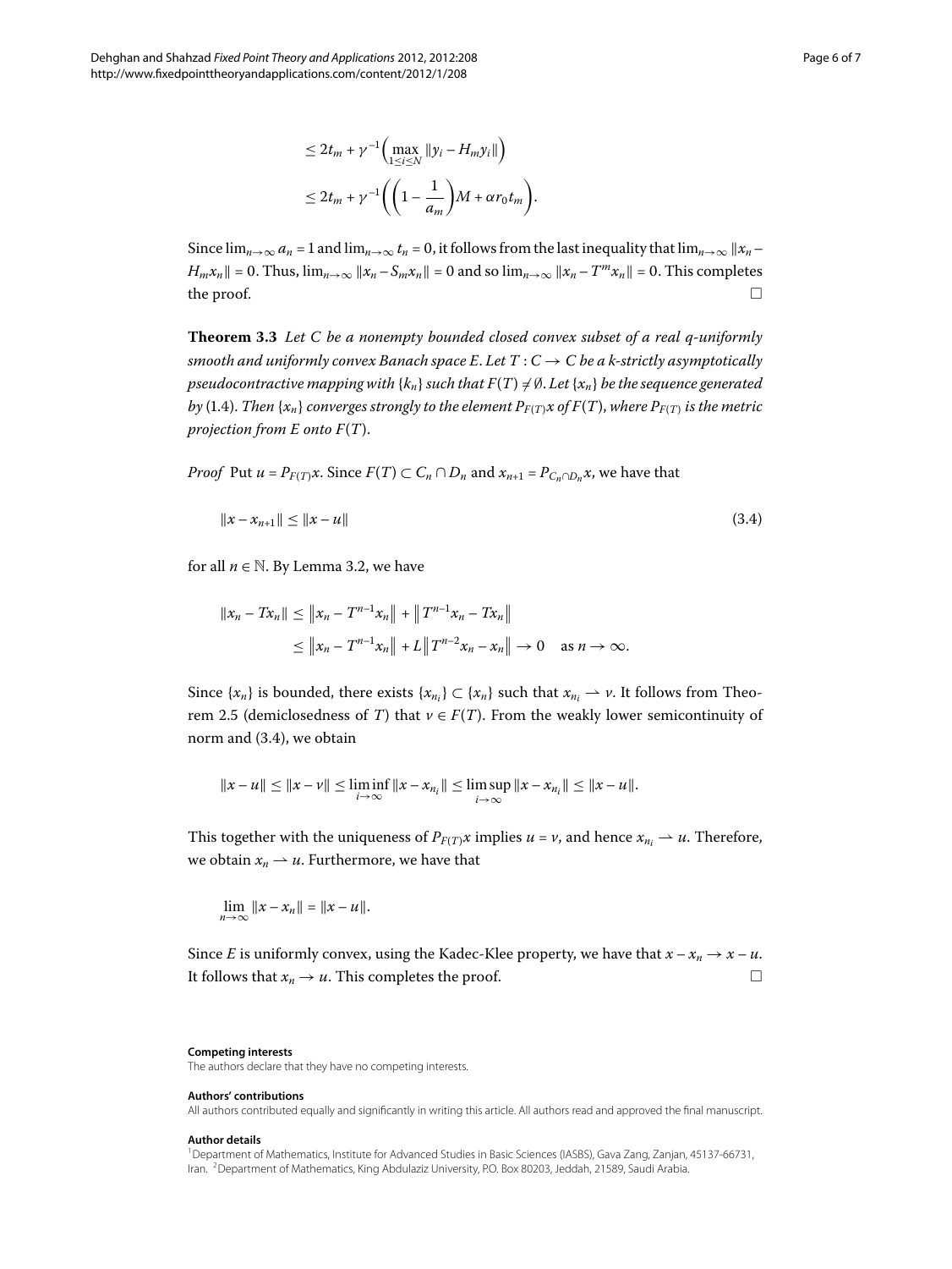$$
\begin{aligned}
&\leq 2t_m + \gamma^{-1}\Big(\max_{1\leq i\leq N} \|y_i - H_m y_i\|\Big) \\
&\leq 2t_m + \gamma^{-1}\bigg(\bigg(1 - \frac{1}{a_m}\bigg)M + \alpha r_0 t_m\bigg).
\end{aligned}
$$

Since $\lim_{n\to\infty} a_n = 1$ and $\lim_{n\to\infty} t_n = 0$, it follows from the last inequality that $\lim_{n\to\infty} \|x_n - H_m x_n\| = 0$. Thus, $\lim_{n\to\infty} \|x_n - S_m x_n\| = 0$ and so $\lim_{n\to\infty} \|x_n - T^m x_n\| = 0$. This completes the proof. □

**Theorem 3.3** *Let $C$ be a nonempty bounded closed convex subset of a real $q$-uniformly smooth and uniformly convex Banach space $E$. Let $T : C \to C$ be a $k$-strictly asymptotically pseudocontractive mapping with $\{k_n\}$ such that $F(T) \neq \emptyset$. Let $\{x_n\}$ be the sequence generated by* (1.4). *Then $\{x_n\}$ converges strongly to the element $P_{F(T)}x$ of $F(T)$, where $P_{F(T)}$ is the metric projection from $E$ onto $F(T)$.*

*Proof* Put $u = P_{F(T)}x$. Since $F(T) \subset C_n \cap D_n$ and $x_{n+1} = P_{C_n\cap D_n}x$, we have that

$$
\|x - x_{n+1}\| \leq \|x - u\| \tag{3.4}
$$

for all $n \in \mathbb{N}$. By Lemma 3.2, we have

$$
\begin{aligned}
\|x_n - Tx_n\| &\leq \|x_n - T^{n-1}x_n\| + \|T^{n-1}x_n - Tx_n\| \\
&\leq \|x_n - T^{n-1}x_n\| + L\|T^{n-2}x_n - x_n\| \to 0 \quad \text{as } n \to \infty.
\end{aligned}
$$

Since $\{x_n\}$ is bounded, there exists $\{x_{n_i}\} \subset \{x_n\}$ such that $x_{n_i} \rightharpoonup v$. It follows from Theorem 2.5 (demiclosedness of $T$) that $v \in F(T)$. From the weakly lower semicontinuity of norm and (3.4), we obtain

$$
\|x - u\| \leq \|x - v\| \leq \liminf_{i\to\infty} \|x - x_{n_i}\| \leq \limsup_{i\to\infty} \|x - x_{n_i}\| \leq \|x - u\|.
$$

This together with the uniqueness of $P_{F(T)}x$ implies $u = v$, and hence $x_{n_i} \rightharpoonup u$. Therefore, we obtain $x_n \rightharpoonup u$. Furthermore, we have that

$$
\lim_{n\to\infty} \|x - x_n\| = \|x - u\|.
$$

Since $E$ is uniformly convex, using the Kadec-Klee property, we have that $x - x_n \to x - u$. It follows that $x_n \to u$. This completes the proof. □

**Competing interests**

The authors declare that they have no competing interests.

**Authors' contributions**

All authors contributed equally and significantly in writing this article. All authors read and approved the final manuscript.

**Author details**

[1]Department of Mathematics, Institute for Advanced Studies in Basic Sciences (IASBS), Gava Zang, Zanjan, 45137-66731, Iran. [2]Department of Mathematics, King Abdulaziz University, P.O. Box 80203, Jeddah, 21589, Saudi Arabia.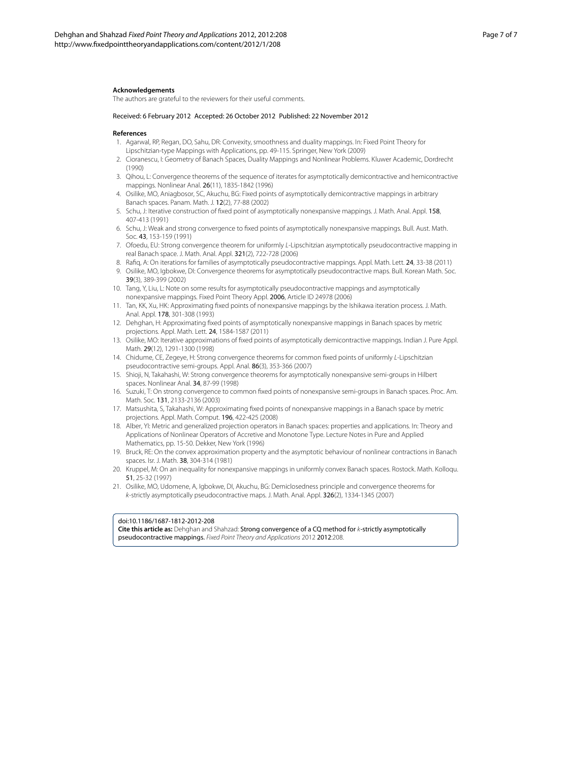**Acknowledgements**

The authors are grateful to the reviewers for their useful comments.

Received: 6 February 2012 Accepted: 26 October 2012 Published: 22 November 2012

**References**

1. Agarwal, RP, Regan, DO, Sahu, DR: Convexity, smoothness and duality mappings. In: Fixed Point Theory for Lipschitzian-type Mappings with Applications, pp. 49-115. Springer, New York (2009)
2. Cioranescu, I: Geometry of Banach Spaces, Duality Mappings and Nonlinear Problems. Kluwer Academic, Dordrecht (1990)
3. Qihou, L: Convergence theorems of the sequence of iterates for asymptotically demicontractive and hemicontractive mappings. Nonlinear Anal. **26**(11), 1835-1842 (1996)
4. Osilike, MO, Aniagbosor, SC, Akuchu, BG: Fixed points of asymptotically demicontractive mappings in arbitrary Banach spaces. Panam. Math. J. **12**(2), 77-88 (2002)
5. Schu, J: Iterative construction of fixed point of asymptotically nonexpansive mappings. J. Math. Anal. Appl. **158**, 407-413 (1991)
6. Schu, J: Weak and strong convergence to fixed points of asymptotically nonexpansive mappings. Bull. Aust. Math. Soc. **43**, 153-159 (1991)
7. Ofoedu, EU: Strong convergence theorem for uniformly *L*-Lipschitzian asymptotically pseudocontractive mapping in real Banach space. J. Math. Anal. Appl. **321**(2), 722-728 (2006)
8. Rafiq, A: On iterations for families of asymptotically pseudocontractive mappings. Appl. Math. Lett. **24**, 33-38 (2011)
9. Osilike, MO, Igbokwe, DI: Convergence theorems for asymptotically pseudocontractive maps. Bull. Korean Math. Soc. **39**(3), 389-399 (2002)
10. Tang, Y, Liu, L: Note on some results for asymptotically pseudocontractive mappings and asymptotically nonexpansive mappings. Fixed Point Theory Appl. **2006**, Article ID 24978 (2006)
11. Tan, KK, Xu, HK: Approximating fixed points of nonexpansive mappings by the Ishikawa iteration process. J. Math. Anal. Appl. **178**, 301-308 (1993)
12. Dehghan, H: Approximating fixed points of asymptotically nonexpansive mappings in Banach spaces by metric projections. Appl. Math. Lett. **24**, 1584-1587 (2011)
13. Osilike, MO: Iterative approximations of fixed points of asymptotically demicontractive mappings. Indian J. Pure Appl. Math. **29**(12), 1291-1300 (1998)
14. Chidume, CE, Zegeye, H: Strong convergence theorems for common fixed points of uniformly *L*-Lipschitzian pseudocontractive semi-groups. Appl. Anal. **86**(3), 353-366 (2007)
15. Shioji, N, Takahashi, W: Strong convergence theorems for asymptotically nonexpansive semi-groups in Hilbert spaces. Nonlinear Anal. **34**, 87-99 (1998)
16. Suzuki, T: On strong convergence to common fixed points of nonexpansive semi-groups in Banach spaces. Proc. Am. Math. Soc. **131**, 2133-2136 (2003)
17. Matsushita, S, Takahashi, W: Approximating fixed points of nonexpansive mappings in a Banach space by metric projections. Appl. Math. Comput. **196**, 422-425 (2008)
18. Alber, YI: Metric and generalized projection operators in Banach spaces: properties and applications. In: Theory and Applications of Nonlinear Operators of Accretive and Monotone Type. Lecture Notes in Pure and Applied Mathematics, pp. 15-50. Dekker, New York (1996)
19. Bruck, RE: On the convex approximation property and the asymptotic behaviour of nonlinear contractions in Banach spaces. Isr. J. Math. **38**, 304-314 (1981)
20. Kruppel, M: On an inequality for nonexpansive mappings in uniformly convex Banach spaces. Rostock. Math. Kolloqu. **51**, 25-32 (1997)
21. Osilike, MO, Udomene, A, Igbokwe, DI, Akuchu, BG: Demiclosedness principle and convergence theorems for *k*-strictly asymptotically pseudocontractive maps. J. Math. Anal. Appl. **326**(2), 1334-1345 (2007)

doi:10.1186/1687-1812-2012-208

**Cite this article as:** Dehghan and Shahzad: Strong convergence of a CQ method for *k*-strictly asymptotically pseudocontractive mappings. *Fixed Point Theory and Applications* 2012 **2012**:208.